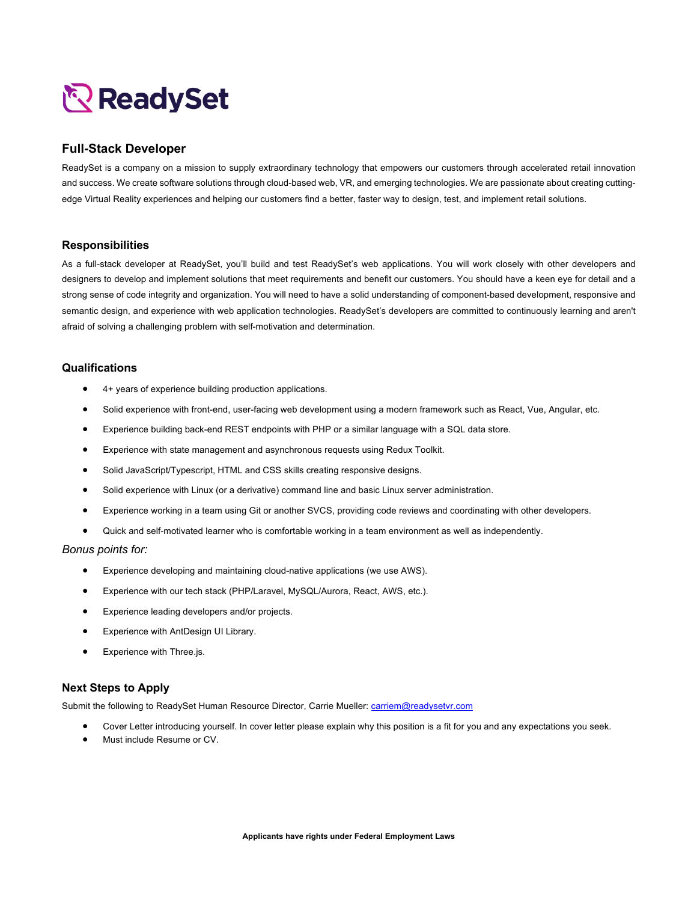# ReadySet

## Full-Stack Developer

ReadySet is a company on a mission to supply extraordinary technology that empowers our customers through accelerated retail innovation and success. We create software solutions through cloud-based web, VR, and emerging technologies. We are passionate about creating cutting-edge Virtual Reality experiences and helping our customers find a better, faster way to design, test, and implement retail solutions.

## Responsibilities

As a full-stack developer at ReadySet, you'll build and test ReadySet's web applications. You will work closely with other developers and designers to develop and implement solutions that meet requirements and benefit our customers. You should have a keen eye for detail and a strong sense of code integrity and organization. You will need to have a solid understanding of component-based development, responsive and semantic design, and experience with web application technologies. ReadySet's developers are committed to continuously learning and aren't afraid of solving a challenging problem with self-motivation and determination.

## Qualifications

- 4+ years of experience building production applications.
- Solid experience with front-end, user-facing web development using a modern framework such as React, Vue, Angular, etc.
- Experience building back-end REST endpoints with PHP or a similar language with a SQL data store.
- Experience with state management and asynchronous requests using Redux Toolkit.
- Solid JavaScript/Typescript, HTML and CSS skills creating responsive designs.
- Solid experience with Linux (or a derivative) command line and basic Linux server administration.
- Experience working in a team using Git or another SVCS, providing code reviews and coordinating with other developers.
- Quick and self-motivated learner who is comfortable working in a team environment as well as independently.

*Bonus points for:*

- Experience developing and maintaining cloud-native applications (we use AWS).
- Experience with our tech stack (PHP/Laravel, MySQL/Aurora, React, AWS, etc.).
- Experience leading developers and/or projects.
- Experience with AntDesign UI Library.
- Experience with Three.js.

## Next Steps to Apply

Submit the following to ReadySet Human Resource Director, Carrie Mueller: carriem@readysetvr.com

- Cover Letter introducing yourself. In cover letter please explain why this position is a fit for you and any expectations you seek.
- Must include Resume or CV.

**Applicants have rights under Federal Employment Laws**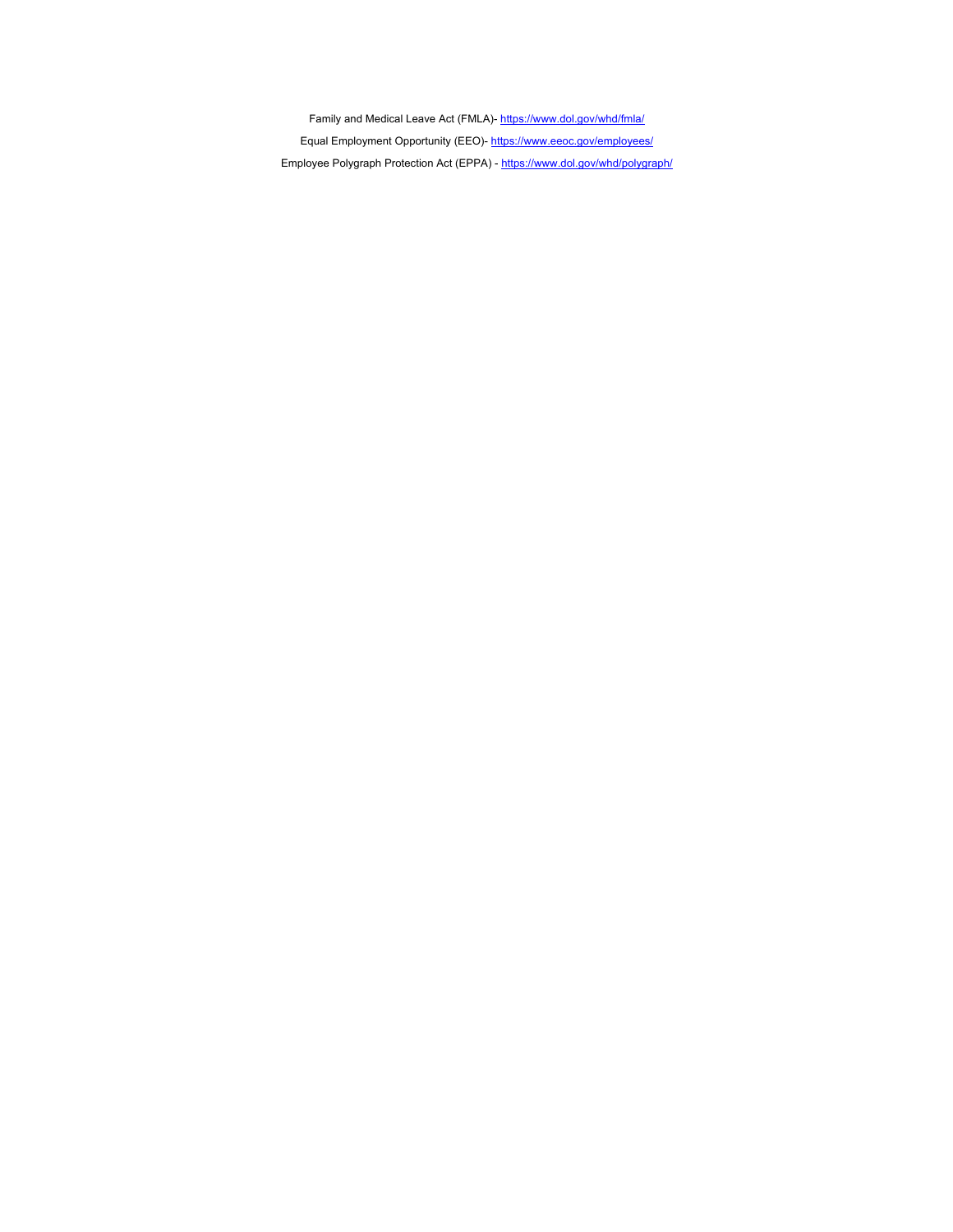Family and Medical Leave Act (FMLA)- https://www.dol.gov/whd/fmla/

Equal Employment Opportunity (EEO)- https://www.eeoc.gov/employees/

Employee Polygraph Protection Act (EPPA) - https://www.dol.gov/whd/polygraph/